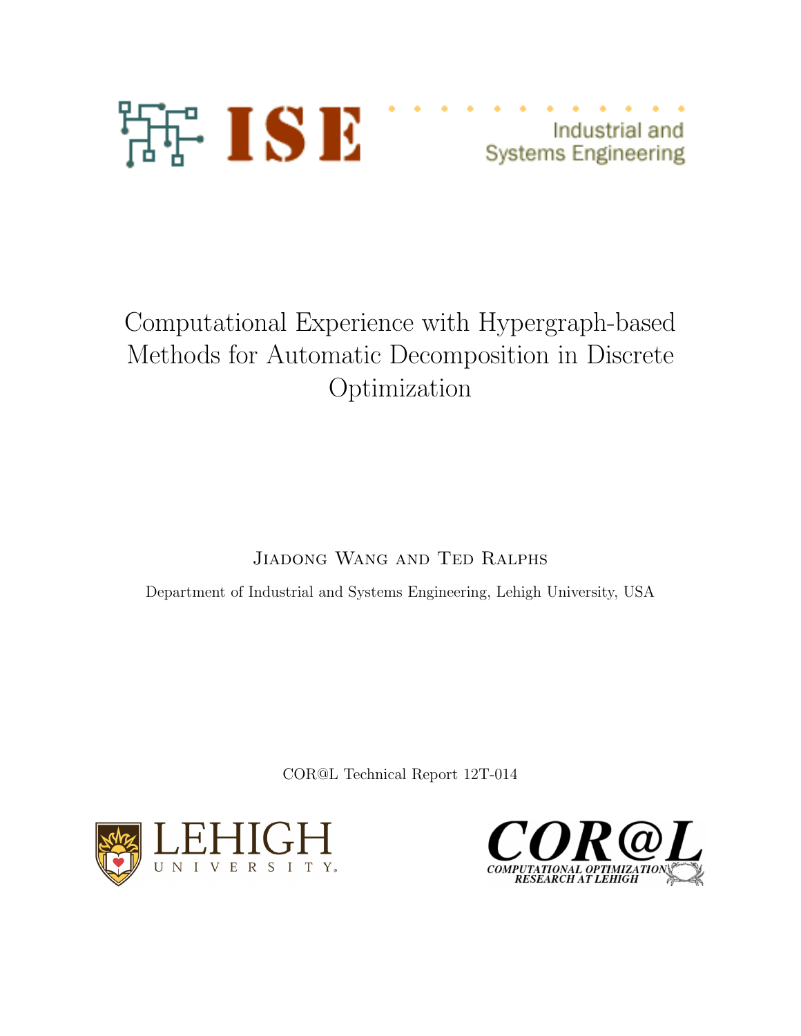ISE Industrial and Systems Engineering

# Computational Experience with Hypergraph-based Methods for Automatic Decomposition in Discrete Optimization

Jiadong Wang and Ted Ralphs

Department of Industrial and Systems Engineering, Lehigh University, USA

COR@L Technical Report 12T-014

LEHIGH UNIVERSITY

COR@L COMPUTATIONAL OPTIMIZATION RESEARCH AT LEHIGH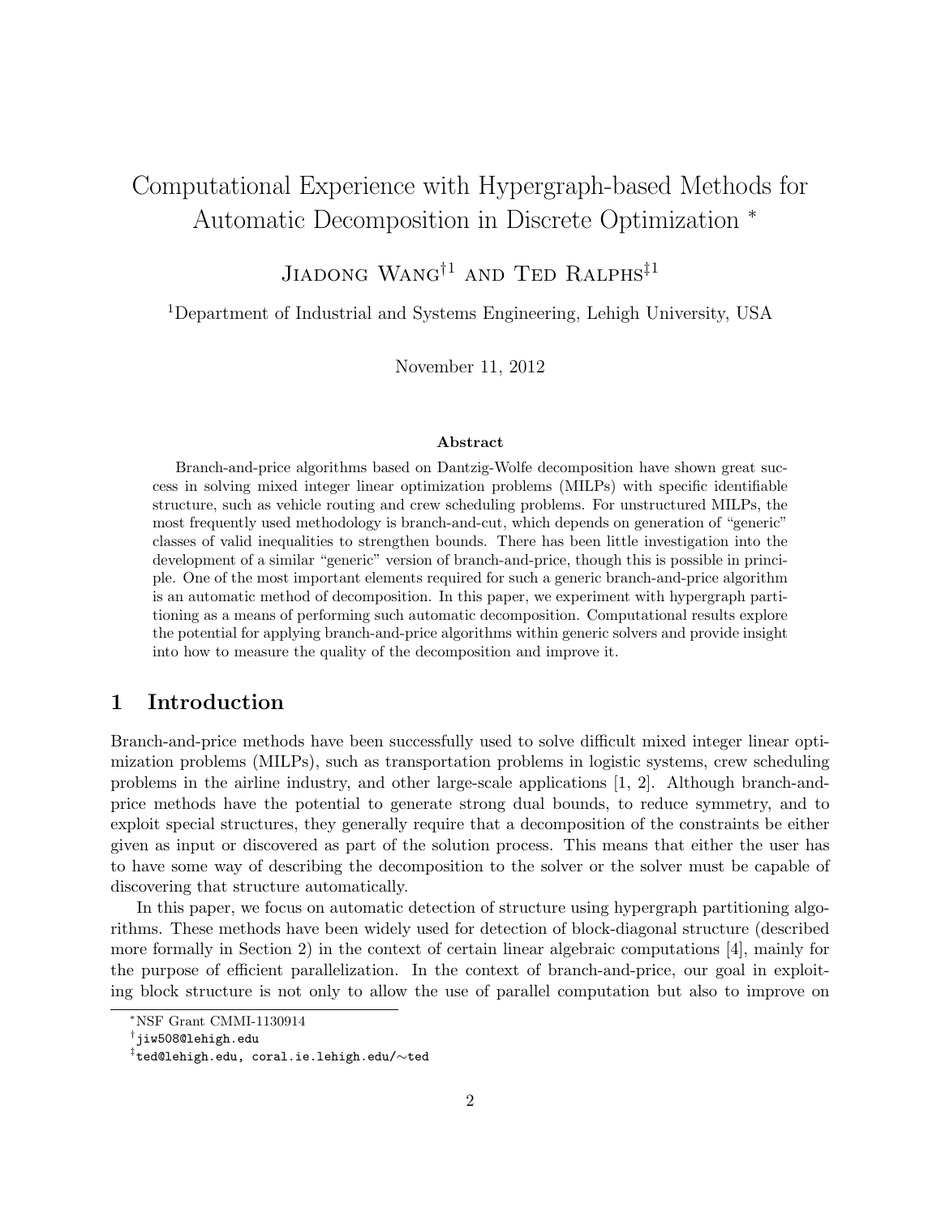# Computational Experience with Hypergraph-based Methods for Automatic Decomposition in Discrete Optimization *

Jiadong Wang†1 and Ted Ralphs‡1

1Department of Industrial and Systems Engineering, Lehigh University, USA

November 11, 2012

### Abstract

Branch-and-price algorithms based on Dantzig-Wolfe decomposition have shown great success in solving mixed integer linear optimization problems (MILPs) with specific identifiable structure, such as vehicle routing and crew scheduling problems. For unstructured MILPs, the most frequently used methodology is branch-and-cut, which depends on generation of "generic" classes of valid inequalities to strengthen bounds. There has been little investigation into the development of a similar "generic" version of branch-and-price, though this is possible in principle. One of the most important elements required for such a generic branch-and-price algorithm is an automatic method of decomposition. In this paper, we experiment with hypergraph partitioning as a means of performing such automatic decomposition. Computational results explore the potential for applying branch-and-price algorithms within generic solvers and provide insight into how to measure the quality of the decomposition and improve it.

## 1 Introduction

Branch-and-price methods have been successfully used to solve difficult mixed integer linear optimization problems (MILPs), such as transportation problems in logistic systems, crew scheduling problems in the airline industry, and other large-scale applications [1, 2]. Although branch-and-price methods have the potential to generate strong dual bounds, to reduce symmetry, and to exploit special structures, they generally require that a decomposition of the constraints be either given as input or discovered as part of the solution process. This means that either the user has to have some way of describing the decomposition to the solver or the solver must be capable of discovering that structure automatically.

In this paper, we focus on automatic detection of structure using hypergraph partitioning algorithms. These methods have been widely used for detection of block-diagonal structure (described more formally in Section 2) in the context of certain linear algebraic computations [4], mainly for the purpose of efficient parallelization. In the context of branch-and-price, our goal in exploiting block structure is not only to allow the use of parallel computation but also to improve on

*NSF Grant CMMI-1130914

†jiw508@lehigh.edu

‡ted@lehigh.edu, coral.ie.lehigh.edu/∼ted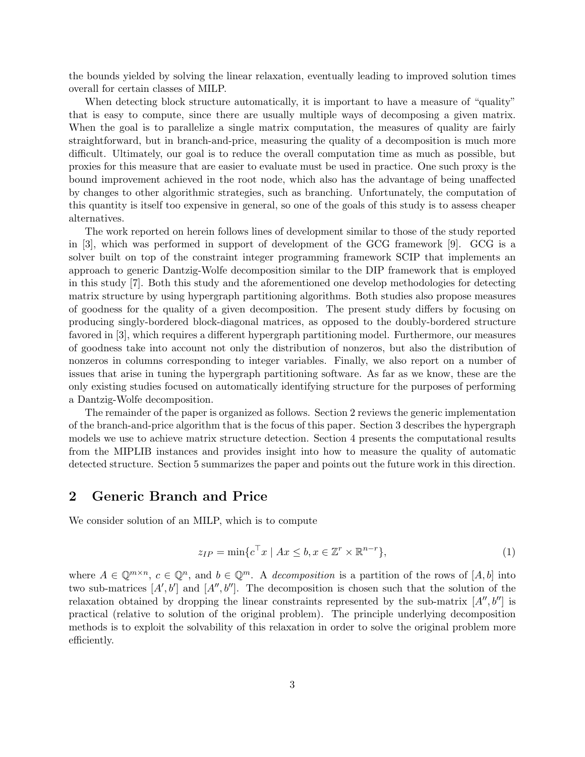the bounds yielded by solving the linear relaxation, eventually leading to improved solution times overall for certain classes of MILP.

When detecting block structure automatically, it is important to have a measure of "quality" that is easy to compute, since there are usually multiple ways of decomposing a given matrix. When the goal is to parallelize a single matrix computation, the measures of quality are fairly straightforward, but in branch-and-price, measuring the quality of a decomposition is much more difficult. Ultimately, our goal is to reduce the overall computation time as much as possible, but proxies for this measure that are easier to evaluate must be used in practice. One such proxy is the bound improvement achieved in the root node, which also has the advantage of being unaffected by changes to other algorithmic strategies, such as branching. Unfortunately, the computation of this quantity is itself too expensive in general, so one of the goals of this study is to assess cheaper alternatives.

The work reported on herein follows lines of development similar to those of the study reported in [3], which was performed in support of development of the GCG framework [9]. GCG is a solver built on top of the constraint integer programming framework SCIP that implements an approach to generic Dantzig-Wolfe decomposition similar to the DIP framework that is employed in this study [7]. Both this study and the aforementioned one develop methodologies for detecting matrix structure by using hypergraph partitioning algorithms. Both studies also propose measures of goodness for the quality of a given decomposition. The present study differs by focusing on producing singly-bordered block-diagonal matrices, as opposed to the doubly-bordered structure favored in [3], which requires a different hypergraph partitioning model. Furthermore, our measures of goodness take into account not only the distribution of nonzeros, but also the distribution of nonzeros in columns corresponding to integer variables. Finally, we also report on a number of issues that arise in tuning the hypergraph partitioning software. As far as we know, these are the only existing studies focused on automatically identifying structure for the purposes of performing a Dantzig-Wolfe decomposition.

The remainder of the paper is organized as follows. Section 2 reviews the generic implementation of the branch-and-price algorithm that is the focus of this paper. Section 3 describes the hypergraph models we use to achieve matrix structure detection. Section 4 presents the computational results from the MIPLIB instances and provides insight into how to measure the quality of automatic detected structure. Section 5 summarizes the paper and points out the future work in this direction.

## 2 Generic Branch and Price

We consider solution of an MILP, which is to compute

$$z_{IP} = \min\{c^\top x \mid Ax \leq b, x \in \mathbb{Z}^r \times \mathbb{R}^{n-r}\}, \tag{1}$$

where $A \in \mathbb{Q}^{m \times n}$, $c \in \mathbb{Q}^n$, and $b \in \mathbb{Q}^m$. A *decomposition* is a partition of the rows of $[A, b]$ into two sub-matrices $[A', b']$ and $[A'', b'']$. The decomposition is chosen such that the solution of the relaxation obtained by dropping the linear constraints represented by the sub-matrix $[A'', b'']$ is practical (relative to solution of the original problem). The principle underlying decomposition methods is to exploit the solvability of this relaxation in order to solve the original problem more efficiently.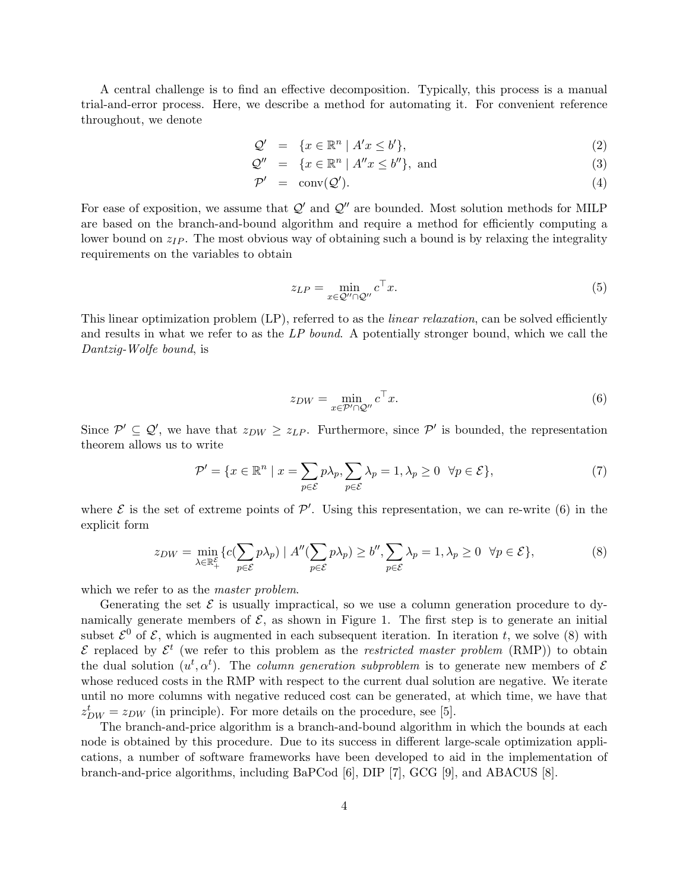A central challenge is to find an effective decomposition. Typically, this process is a manual trial-and-error process. Here, we describe a method for automating it. For convenient reference throughout, we denote

$$
\begin{aligned}
\mathcal{Q}' &= \{x \in \mathbb{R}^n \mid A'x \leq b'\}, &(2)\\
\mathcal{Q}'' &= \{x \in \mathbb{R}^n \mid A''x \leq b''\}, \text{ and} &(3)\\
\mathcal{P}' &= \operatorname{conv}(\mathcal{Q}'). &(4)
\end{aligned}
$$

For ease of exposition, we assume that $\mathcal{Q}'$ and $\mathcal{Q}''$ are bounded. Most solution methods for MILP are based on the branch-and-bound algorithm and require a method for efficiently computing a lower bound on $z_{IP}$. The most obvious way of obtaining such a bound is by relaxing the integrality requirements on the variables to obtain

$$z_{LP} = \min_{x \in \mathcal{Q}'' \cap \mathcal{Q}''} c^\top x. \tag{5}$$

This linear optimization problem (LP), referred to as the *linear relaxation*, can be solved efficiently and results in what we refer to as the *LP bound*. A potentially stronger bound, which we call the *Dantzig-Wolfe bound*, is

$$z_{DW} = \min_{x \in \mathcal{P}' \cap \mathcal{Q}''} c^\top x. \tag{6}$$

Since $\mathcal{P}' \subseteq \mathcal{Q}'$, we have that $z_{DW} \geq z_{LP}$. Furthermore, since $\mathcal{P}'$ is bounded, the representation theorem allows us to write

$$\mathcal{P}' = \{x \in \mathbb{R}^n \mid x = \sum_{p \in \mathcal{E}} p\lambda_p, \sum_{p \in \mathcal{E}} \lambda_p = 1, \lambda_p \geq 0 \ \ \forall p \in \mathcal{E}\}, \tag{7}$$

where $\mathcal{E}$ is the set of extreme points of $\mathcal{P}'$. Using this representation, we can re-write (6) in the explicit form

$$z_{DW} = \min_{\lambda \in \mathbb{R}_+^{\mathcal{E}}} \{c(\sum_{p \in \mathcal{E}} p\lambda_p) \mid A''(\sum_{p \in \mathcal{E}} p\lambda_p) \geq b'', \sum_{p \in \mathcal{E}} \lambda_p = 1, \lambda_p \geq 0 \ \ \forall p \in \mathcal{E}\}, \tag{8}$$

which we refer to as the *master problem*.

Generating the set $\mathcal{E}$ is usually impractical, so we use a column generation procedure to dynamically generate members of $\mathcal{E}$, as shown in Figure 1. The first step is to generate an initial subset $\mathcal{E}^0$ of $\mathcal{E}$, which is augmented in each subsequent iteration. In iteration $t$, we solve (8) with $\mathcal{E}$ replaced by $\mathcal{E}^t$ (we refer to this problem as the *restricted master problem* (RMP)) to obtain the dual solution $(u^t, \alpha^t)$. The *column generation subproblem* is to generate new members of $\mathcal{E}$ whose reduced costs in the RMP with respect to the current dual solution are negative. We iterate until no more columns with negative reduced cost can be generated, at which time, we have that $z_{DW}^t = z_{DW}$ (in principle). For more details on the procedure, see [5].

The branch-and-price algorithm is a branch-and-bound algorithm in which the bounds at each node is obtained by this procedure. Due to its success in different large-scale optimization applications, a number of software frameworks have been developed to aid in the implementation of branch-and-price algorithms, including BaPCod [6], DIP [7], GCG [9], and ABACUS [8].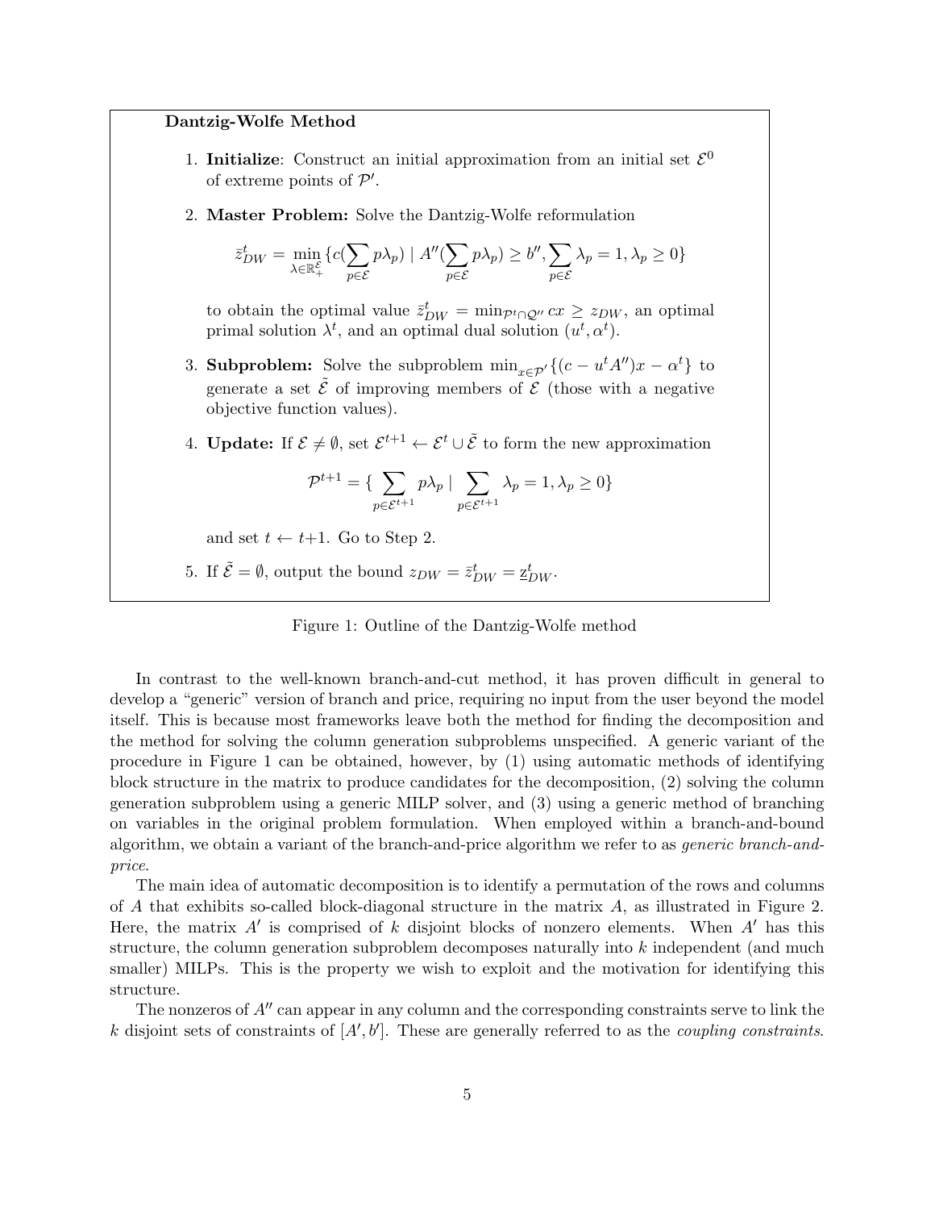**Dantzig-Wolfe Method**

1. **Initialize**: Construct an initial approximation from an initial set $\mathcal{E}^0$ of extreme points of $\mathcal{P}'$.

2. **Master Problem:** Solve the Dantzig-Wolfe reformulation

$$\bar{z}^t_{DW} = \min_{\lambda \in \mathbb{R}^{\mathcal{E}}_+} \{ c(\sum_{p \in \mathcal{E}} p\lambda_p) \mid A''(\sum_{p \in \mathcal{E}} p\lambda_p) \geq b'', \sum_{p \in \mathcal{E}} \lambda_p = 1, \lambda_p \geq 0 \}$$

   to obtain the optimal value $\bar{z}^t_{DW} = \min_{\mathcal{P}^t \cap \mathcal{Q}''} cx \geq z_{DW}$, an optimal primal solution $\lambda^t$, and an optimal dual solution $(u^t, \alpha^t)$.

3. **Subproblem:** Solve the subproblem $\min_{x \in \mathcal{P}'} \{ (c - u^t A'')x - \alpha^t \}$ to generate a set $\tilde{\mathcal{E}}$ of improving members of $\mathcal{E}$ (those with a negative objective function values).

4. **Update:** If $\mathcal{E} \neq \emptyset$, set $\mathcal{E}^{t+1} \leftarrow \mathcal{E}^t \cup \tilde{\mathcal{E}}$ to form the new approximation

$$\mathcal{P}^{t+1} = \{ \sum_{p \in \mathcal{E}^{t+1}} p\lambda_p \mid \sum_{p \in \mathcal{E}^{t+1}} \lambda_p = 1, \lambda_p \geq 0 \}$$

   and set $t \leftarrow t+1$. Go to Step 2.

5. If $\tilde{\mathcal{E}} = \emptyset$, output the bound $z_{DW} = \bar{z}^t_{DW} = \underline{z}^t_{DW}$.

Figure 1: Outline of the Dantzig-Wolfe method

In contrast to the well-known branch-and-cut method, it has proven difficult in general to develop a "generic" version of branch and price, requiring no input from the user beyond the model itself. This is because most frameworks leave both the method for finding the decomposition and the method for solving the column generation subproblems unspecified. A generic variant of the procedure in Figure 1 can be obtained, however, by (1) using automatic methods of identifying block structure in the matrix to produce candidates for the decomposition, (2) solving the column generation subproblem using a generic MILP solver, and (3) using a generic method of branching on variables in the original problem formulation. When employed within a branch-and-bound algorithm, we obtain a variant of the branch-and-price algorithm we refer to as *generic branch-and-price*.

The main idea of automatic decomposition is to identify a permutation of the rows and columns of $A$ that exhibits so-called block-diagonal structure in the matrix $A$, as illustrated in Figure 2. Here, the matrix $A'$ is comprised of $k$ disjoint blocks of nonzero elements. When $A'$ has this structure, the column generation subproblem decomposes naturally into $k$ independent (and much smaller) MILPs. This is the property we wish to exploit and the motivation for identifying this structure.

The nonzeros of $A''$ can appear in any column and the corresponding constraints serve to link the $k$ disjoint sets of constraints of $[A', b']$. These are generally referred to as the *coupling constraints*.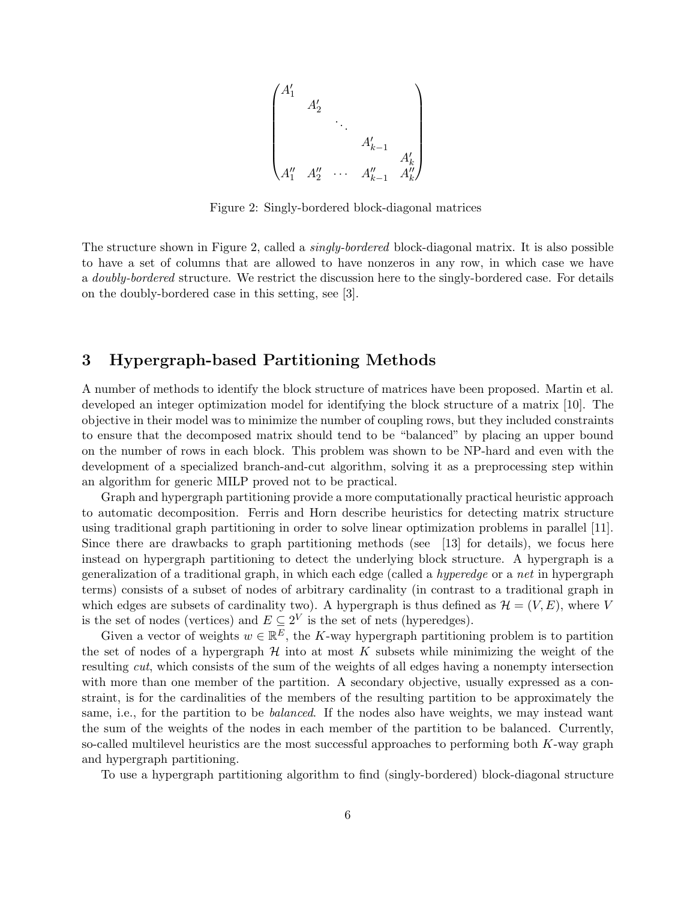$$
\begin{pmatrix}
A'_1 & & & & \\
 & A'_2 & & & \\
 & & \ddots & & \\
 & & & A'_{k-1} & \\
 & & & & A'_k \\
A''_1 & A''_2 & \cdots & A''_{k-1} & A''_k
\end{pmatrix}
$$

Figure 2: Singly-bordered block-diagonal matrices

The structure shown in Figure 2, called a *singly-bordered* block-diagonal matrix. It is also possible to have a set of columns that are allowed to have nonzeros in any row, in which case we have a *doubly-bordered* structure. We restrict the discussion here to the singly-bordered case. For details on the doubly-bordered case in this setting, see [3].

## 3 Hypergraph-based Partitioning Methods

A number of methods to identify the block structure of matrices have been proposed. Martin et al. developed an integer optimization model for identifying the block structure of a matrix [10]. The objective in their model was to minimize the number of coupling rows, but they included constraints to ensure that the decomposed matrix should tend to be "balanced" by placing an upper bound on the number of rows in each block. This problem was shown to be NP-hard and even with the development of a specialized branch-and-cut algorithm, solving it as a preprocessing step within an algorithm for generic MILP proved not to be practical.

Graph and hypergraph partitioning provide a more computationally practical heuristic approach to automatic decomposition. Ferris and Horn describe heuristics for detecting matrix structure using traditional graph partitioning in order to solve linear optimization problems in parallel [11]. Since there are drawbacks to graph partitioning methods (see [13] for details), we focus here instead on hypergraph partitioning to detect the underlying block structure. A hypergraph is a generalization of a traditional graph, in which each edge (called a *hyperedge* or a *net* in hypergraph terms) consists of a subset of nodes of arbitrary cardinality (in contrast to a traditional graph in which edges are subsets of cardinality two). A hypergraph is thus defined as $\mathcal{H} = (V, E)$, where $V$ is the set of nodes (vertices) and $E \subseteq 2^V$ is the set of nets (hyperedges).

Given a vector of weights $w \in \mathbb{R}^E$, the $K$-way hypergraph partitioning problem is to partition the set of nodes of a hypergraph $\mathcal{H}$ into at most $K$ subsets while minimizing the weight of the resulting *cut*, which consists of the sum of the weights of all edges having a nonempty intersection with more than one member of the partition. A secondary objective, usually expressed as a constraint, is for the cardinalities of the members of the resulting partition to be approximately the same, i.e., for the partition to be *balanced*. If the nodes also have weights, we may instead want the sum of the weights of the nodes in each member of the partition to be balanced. Currently, so-called multilevel heuristics are the most successful approaches to performing both $K$-way graph and hypergraph partitioning.

To use a hypergraph partitioning algorithm to find (singly-bordered) block-diagonal structure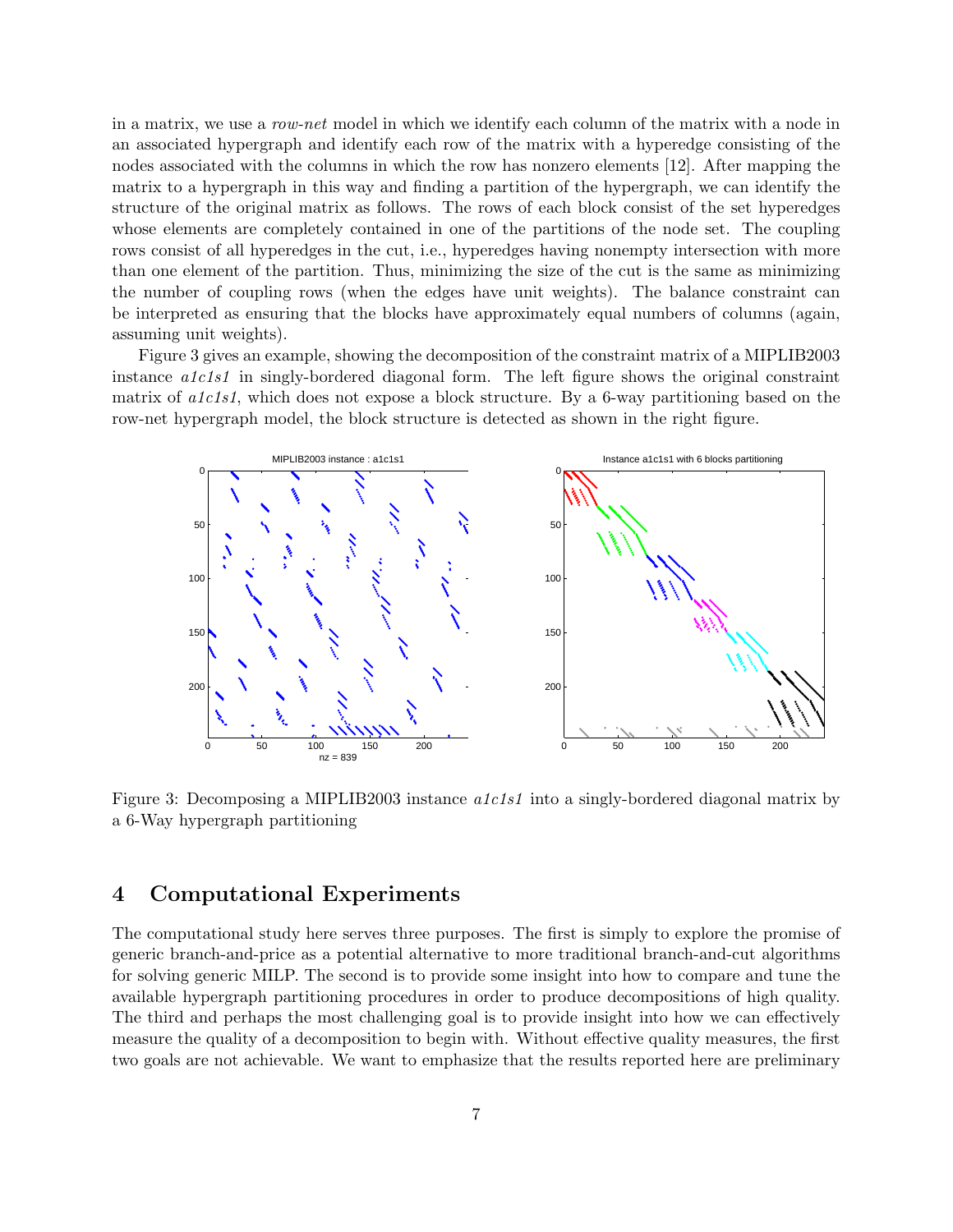in a matrix, we use a *row-net* model in which we identify each column of the matrix with a node in an associated hypergraph and identify each row of the matrix with a hyperedge consisting of the nodes associated with the columns in which the row has nonzero elements [12]. After mapping the matrix to a hypergraph in this way and finding a partition of the hypergraph, we can identify the structure of the original matrix as follows. The rows of each block consist of the set hyperedges whose elements are completely contained in one of the partitions of the node set. The coupling rows consist of all hyperedges in the cut, i.e., hyperedges having nonempty intersection with more than one element of the partition. Thus, minimizing the size of the cut is the same as minimizing the number of coupling rows (when the edges have unit weights). The balance constraint can be interpreted as ensuring that the blocks have approximately equal numbers of columns (again, assuming unit weights).

Figure 3 gives an example, showing the decomposition of the constraint matrix of a MIPLIB2003 instance *a1c1s1* in singly-bordered diagonal form. The left figure shows the original constraint matrix of *a1c1s1*, which does not expose a block structure. By a 6-way partitioning based on the row-net hypergraph model, the block structure is detected as shown in the right figure.

Figure 3: Decomposing a MIPLIB2003 instance *a1c1s1* into a singly-bordered diagonal matrix by a 6-Way hypergraph partitioning

# 4 Computational Experiments

The computational study here serves three purposes. The first is simply to explore the promise of generic branch-and-price as a potential alternative to more traditional branch-and-cut algorithms for solving generic MILP. The second is to provide some insight into how to compare and tune the available hypergraph partitioning procedures in order to produce decompositions of high quality. The third and perhaps the most challenging goal is to provide insight into how we can effectively measure the quality of a decomposition to begin with. Without effective quality measures, the first two goals are not achievable. We want to emphasize that the results reported here are preliminary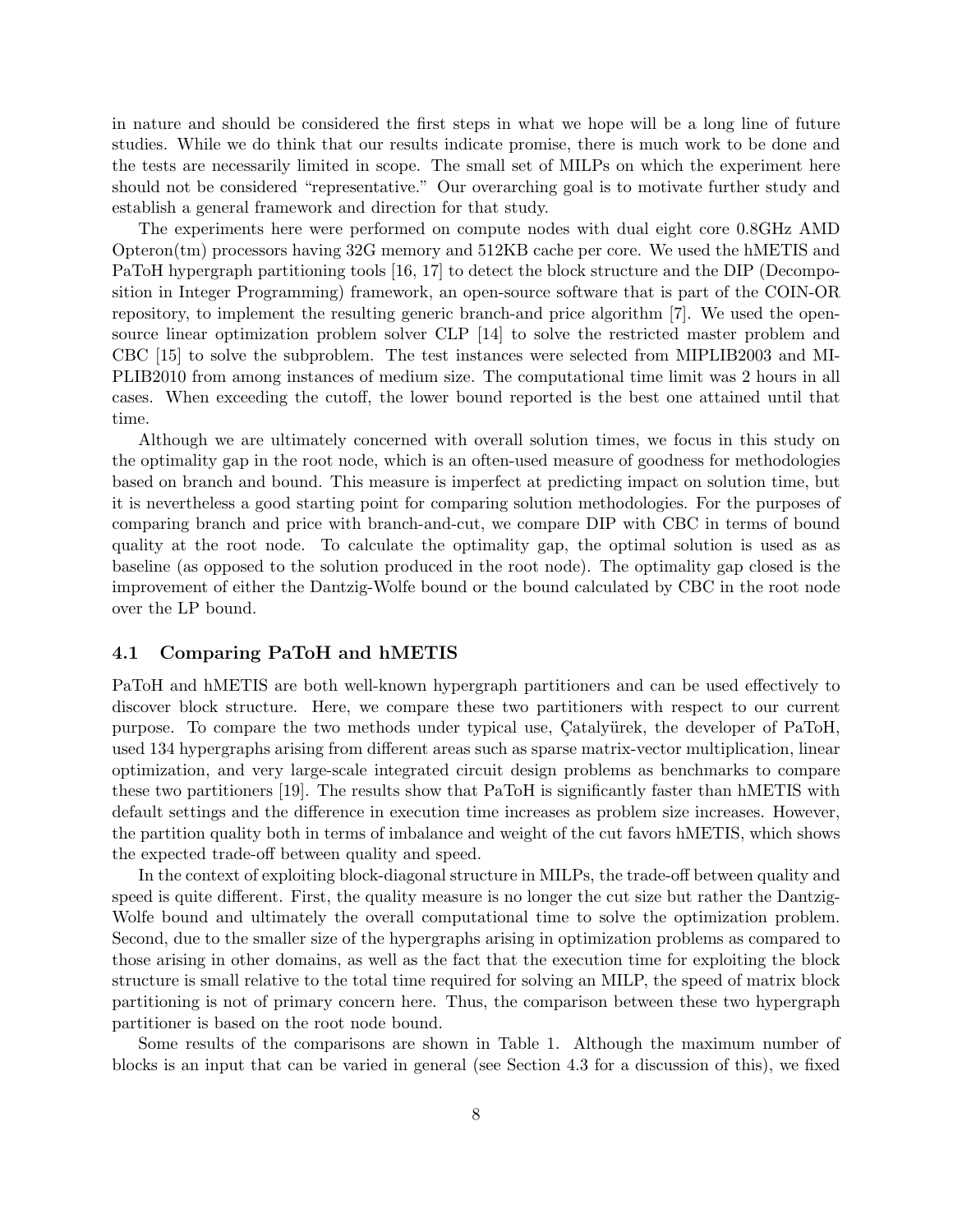in nature and should be considered the first steps in what we hope will be a long line of future studies. While we do think that our results indicate promise, there is much work to be done and the tests are necessarily limited in scope. The small set of MILPs on which the experiment here should not be considered "representative." Our overarching goal is to motivate further study and establish a general framework and direction for that study.

The experiments here were performed on compute nodes with dual eight core 0.8GHz AMD Opteron(tm) processors having 32G memory and 512KB cache per core. We used the hMETIS and PaToH hypergraph partitioning tools [16, 17] to detect the block structure and the DIP (Decomposition in Integer Programming) framework, an open-source software that is part of the COIN-OR repository, to implement the resulting generic branch-and price algorithm [7]. We used the open-source linear optimization problem solver CLP [14] to solve the restricted master problem and CBC [15] to solve the subproblem. The test instances were selected from MIPLIB2003 and MIPLIB2010 from among instances of medium size. The computational time limit was 2 hours in all cases. When exceeding the cutoff, the lower bound reported is the best one attained until that time.

Although we are ultimately concerned with overall solution times, we focus in this study on the optimality gap in the root node, which is an often-used measure of goodness for methodologies based on branch and bound. This measure is imperfect at predicting impact on solution time, but it is nevertheless a good starting point for comparing solution methodologies. For the purposes of comparing branch and price with branch-and-cut, we compare DIP with CBC in terms of bound quality at the root node. To calculate the optimality gap, the optimal solution is used as as baseline (as opposed to the solution produced in the root node). The optimality gap closed is the improvement of either the Dantzig-Wolfe bound or the bound calculated by CBC in the root node over the LP bound.

### 4.1 Comparing PaToH and hMETIS

PaToH and hMETIS are both well-known hypergraph partitioners and can be used effectively to discover block structure. Here, we compare these two partitioners with respect to our current purpose. To compare the two methods under typical use, Çatalyürek, the developer of PaToH, used 134 hypergraphs arising from different areas such as sparse matrix-vector multiplication, linear optimization, and very large-scale integrated circuit design problems as benchmarks to compare these two partitioners [19]. The results show that PaToH is significantly faster than hMETIS with default settings and the difference in execution time increases as problem size increases. However, the partition quality both in terms of imbalance and weight of the cut favors hMETIS, which shows the expected trade-off between quality and speed.

In the context of exploiting block-diagonal structure in MILPs, the trade-off between quality and speed is quite different. First, the quality measure is no longer the cut size but rather the Dantzig-Wolfe bound and ultimately the overall computational time to solve the optimization problem. Second, due to the smaller size of the hypergraphs arising in optimization problems as compared to those arising in other domains, as well as the fact that the execution time for exploiting the block structure is small relative to the total time required for solving an MILP, the speed of matrix block partitioning is not of primary concern here. Thus, the comparison between these two hypergraph partitioner is based on the root node bound.

Some results of the comparisons are shown in Table 1. Although the maximum number of blocks is an input that can be varied in general (see Section 4.3 for a discussion of this), we fixed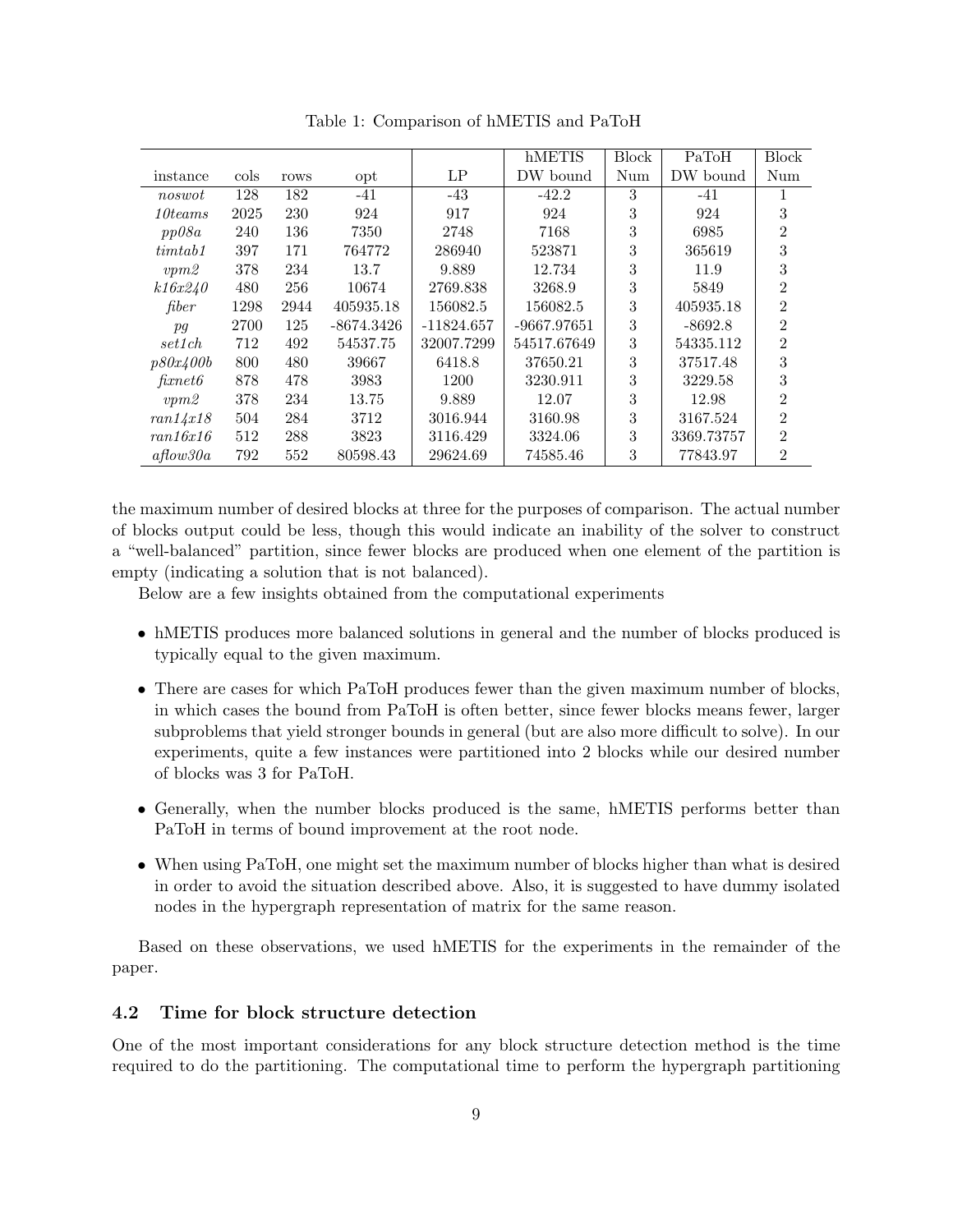Table 1: Comparison of hMETIS and PaToH

| instance | cols | rows | opt | LP | hMETIS DW bound | Block Num | PaToH DW bound | Block Num |
|---|---|---|---|---|---|---|---|---|
| *noswot* | 128 | 182 | -41 | -43 | -42.2 | 3 | -41 | 1 |
| *10teams* | 2025 | 230 | 924 | 917 | 924 | 3 | 924 | 3 |
| *pp08a* | 240 | 136 | 7350 | 2748 | 7168 | 3 | 6985 | 2 |
| *timtab1* | 397 | 171 | 764772 | 286940 | 523871 | 3 | 365619 | 3 |
| *vpm2* | 378 | 234 | 13.7 | 9.889 | 12.734 | 3 | 11.9 | 3 |
| *k16x240* | 480 | 256 | 10674 | 2769.838 | 3268.9 | 3 | 5849 | 2 |
| *fiber* | 1298 | 2944 | 405935.18 | 156082.5 | 156082.5 | 3 | 405935.18 | 2 |
| *pg* | 2700 | 125 | -8674.3426 | -11824.657 | -9667.97651 | 3 | -8692.8 | 2 |
| *set1ch* | 712 | 492 | 54537.75 | 32007.7299 | 54517.67649 | 3 | 54335.112 | 2 |
| *p80x400b* | 800 | 480 | 39667 | 6418.8 | 37650.21 | 3 | 37517.48 | 3 |
| *fixnet6* | 878 | 478 | 3983 | 1200 | 3230.911 | 3 | 3229.58 | 3 |
| *vpm2* | 378 | 234 | 13.75 | 9.889 | 12.07 | 3 | 12.98 | 2 |
| *ran14x18* | 504 | 284 | 3712 | 3016.944 | 3160.98 | 3 | 3167.524 | 2 |
| *ran16x16* | 512 | 288 | 3823 | 3116.429 | 3324.06 | 3 | 3369.73757 | 2 |
| *aflow30a* | 792 | 552 | 80598.43 | 29624.69 | 74585.46 | 3 | 77843.97 | 2 |

the maximum number of desired blocks at three for the purposes of comparison. The actual number of blocks output could be less, though this would indicate an inability of the solver to construct a "well-balanced" partition, since fewer blocks are produced when one element of the partition is empty (indicating a solution that is not balanced).

Below are a few insights obtained from the computational experiments

- hMETIS produces more balanced solutions in general and the number of blocks produced is typically equal to the given maximum.
- There are cases for which PaToH produces fewer than the given maximum number of blocks, in which cases the bound from PaToH is often better, since fewer blocks means fewer, larger subproblems that yield stronger bounds in general (but are also more difficult to solve). In our experiments, quite a few instances were partitioned into 2 blocks while our desired number of blocks was 3 for PaToH.
- Generally, when the number blocks produced is the same, hMETIS performs better than PaToH in terms of bound improvement at the root node.
- When using PaToH, one might set the maximum number of blocks higher than what is desired in order to avoid the situation described above. Also, it is suggested to have dummy isolated nodes in the hypergraph representation of matrix for the same reason.

Based on these observations, we used hMETIS for the experiments in the remainder of the paper.

### 4.2 Time for block structure detection

One of the most important considerations for any block structure detection method is the time required to do the partitioning. The computational time to perform the hypergraph partitioning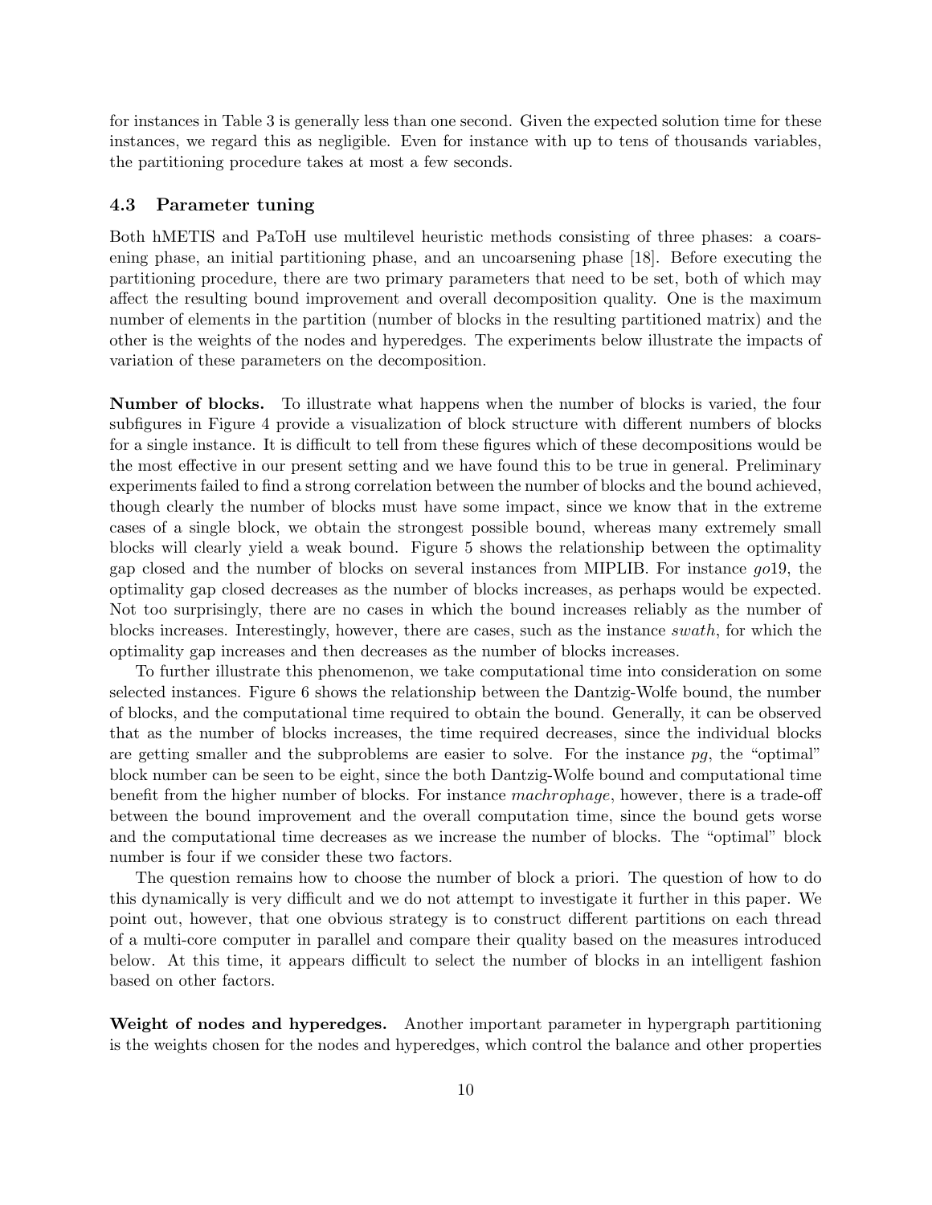for instances in Table 3 is generally less than one second. Given the expected solution time for these instances, we regard this as negligible. Even for instance with up to tens of thousands variables, the partitioning procedure takes at most a few seconds.

### 4.3 Parameter tuning

Both hMETIS and PaToH use multilevel heuristic methods consisting of three phases: a coarsening phase, an initial partitioning phase, and an uncoarsening phase [18]. Before executing the partitioning procedure, there are two primary parameters that need to be set, both of which may affect the resulting bound improvement and overall decomposition quality. One is the maximum number of elements in the partition (number of blocks in the resulting partitioned matrix) and the other is the weights of the nodes and hyperedges. The experiments below illustrate the impacts of variation of these parameters on the decomposition.

**Number of blocks.** To illustrate what happens when the number of blocks is varied, the four subfigures in Figure 4 provide a visualization of block structure with different numbers of blocks for a single instance. It is difficult to tell from these figures which of these decompositions would be the most effective in our present setting and we have found this to be true in general. Preliminary experiments failed to find a strong correlation between the number of blocks and the bound achieved, though clearly the number of blocks must have some impact, since we know that in the extreme cases of a single block, we obtain the strongest possible bound, whereas many extremely small blocks will clearly yield a weak bound. Figure 5 shows the relationship between the optimality gap closed and the number of blocks on several instances from MIPLIB. For instance *go*19, the optimality gap closed decreases as the number of blocks increases, as perhaps would be expected. Not too surprisingly, there are no cases in which the bound increases reliably as the number of blocks increases. Interestingly, however, there are cases, such as the instance *swath*, for which the optimality gap increases and then decreases as the number of blocks increases.

To further illustrate this phenomenon, we take computational time into consideration on some selected instances. Figure 6 shows the relationship between the Dantzig-Wolfe bound, the number of blocks, and the computational time required to obtain the bound. Generally, it can be observed that as the number of blocks increases, the time required decreases, since the individual blocks are getting smaller and the subproblems are easier to solve. For the instance *pg*, the "optimal" block number can be seen to be eight, since the both Dantzig-Wolfe bound and computational time benefit from the higher number of blocks. For instance *machrophage*, however, there is a trade-off between the bound improvement and the overall computation time, since the bound gets worse and the computational time decreases as we increase the number of blocks. The "optimal" block number is four if we consider these two factors.

The question remains how to choose the number of block a priori. The question of how to do this dynamically is very difficult and we do not attempt to investigate it further in this paper. We point out, however, that one obvious strategy is to construct different partitions on each thread of a multi-core computer in parallel and compare their quality based on the measures introduced below. At this time, it appears difficult to select the number of blocks in an intelligent fashion based on other factors.

**Weight of nodes and hyperedges.** Another important parameter in hypergraph partitioning is the weights chosen for the nodes and hyperedges, which control the balance and other properties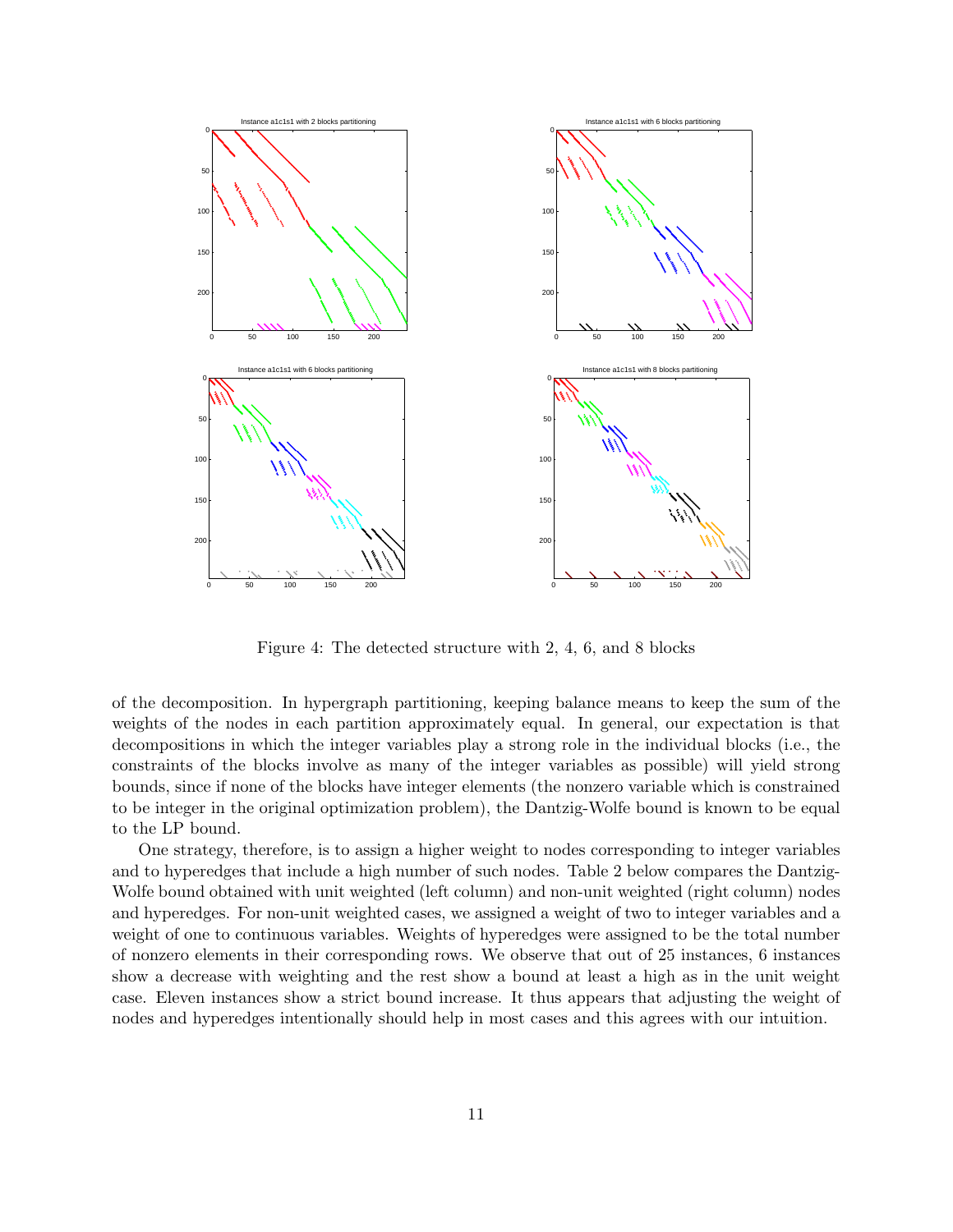Figure 4: The detected structure with 2, 4, 6, and 8 blocks

of the decomposition. In hypergraph partitioning, keeping balance means to keep the sum of the weights of the nodes in each partition approximately equal. In general, our expectation is that decompositions in which the integer variables play a strong role in the individual blocks (i.e., the constraints of the blocks involve as many of the integer variables as possible) will yield strong bounds, since if none of the blocks have integer elements (the nonzero variable which is constrained to be integer in the original optimization problem), the Dantzig-Wolfe bound is known to be equal to the LP bound.

One strategy, therefore, is to assign a higher weight to nodes corresponding to integer variables and to hyperedges that include a high number of such nodes. Table 2 below compares the Dantzig-Wolfe bound obtained with unit weighted (left column) and non-unit weighted (right column) nodes and hyperedges. For non-unit weighted cases, we assigned a weight of two to integer variables and a weight of one to continuous variables. Weights of hyperedges were assigned to be the total number of nonzero elements in their corresponding rows. We observe that out of 25 instances, 6 instances show a decrease with weighting and the rest show a bound at least a high as in the unit weight case. Eleven instances show a strict bound increase. It thus appears that adjusting the weight of nodes and hyperedges intentionally should help in most cases and this agrees with our intuition.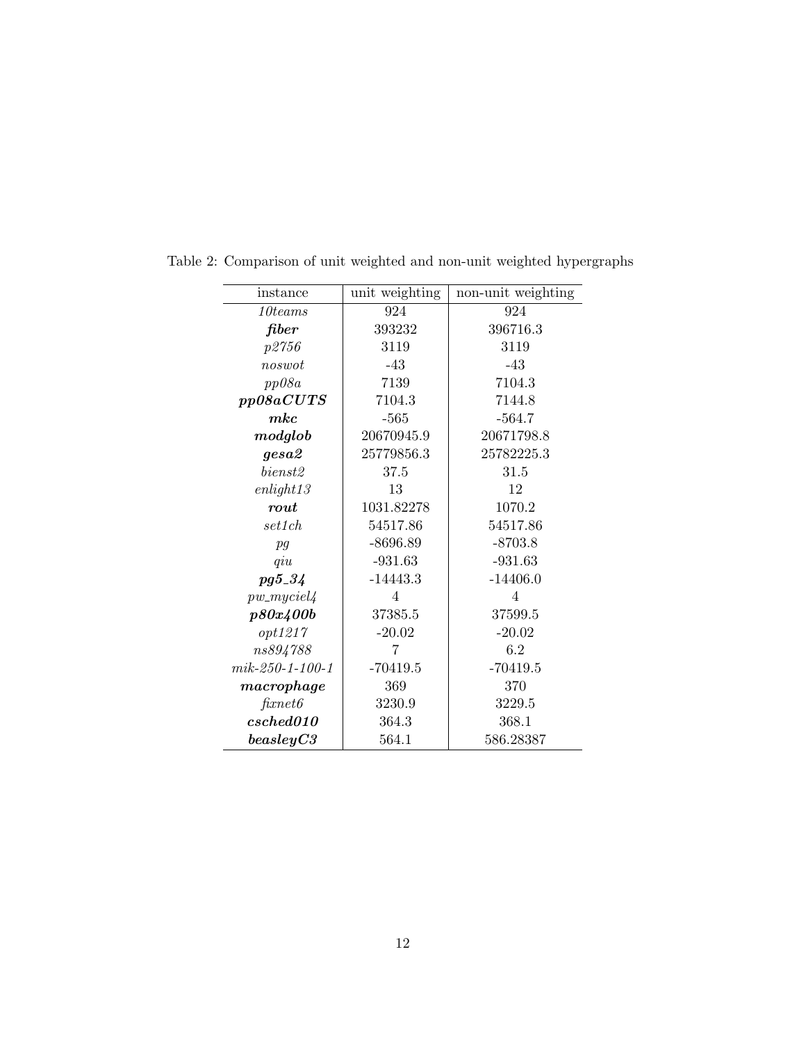Table 2: Comparison of unit weighted and non-unit weighted hypergraphs

| instance | unit weighting | non-unit weighting |
|---|---|---|
| *10teams* | 924 | 924 |
| ***fiber*** | 393232 | 396716.3 |
| *p2756* | 3119 | 3119 |
| *noswot* | -43 | -43 |
| *pp08a* | 7139 | 7104.3 |
| ***pp08aCUTS*** | 7104.3 | 7144.8 |
| ***mkc*** | -565 | -564.7 |
| ***modglob*** | 20670945.9 | 20671798.8 |
| ***gesa2*** | 25779856.3 | 25782225.3 |
| *bienst2* | 37.5 | 31.5 |
| *enlight13* | 13 | 12 |
| ***rout*** | 1031.82278 | 1070.2 |
| *set1ch* | 54517.86 | 54517.86 |
| *pg* | -8696.89 | -8703.8 |
| *qiu* | -931.63 | -931.63 |
| ***pg5_34*** | -14443.3 | -14406.0 |
| *pw_myciel4* | 4 | 4 |
| ***p80x400b*** | 37385.5 | 37599.5 |
| *opt1217* | -20.02 | -20.02 |
| *ns894788* | 7 | 6.2 |
| *mik-250-1-100-1* | -70419.5 | -70419.5 |
| ***macrophage*** | 369 | 370 |
| *fixnet6* | 3230.9 | 3229.5 |
| ***csched010*** | 364.3 | 368.1 |
| ***beasleyC3*** | 564.1 | 586.28387 |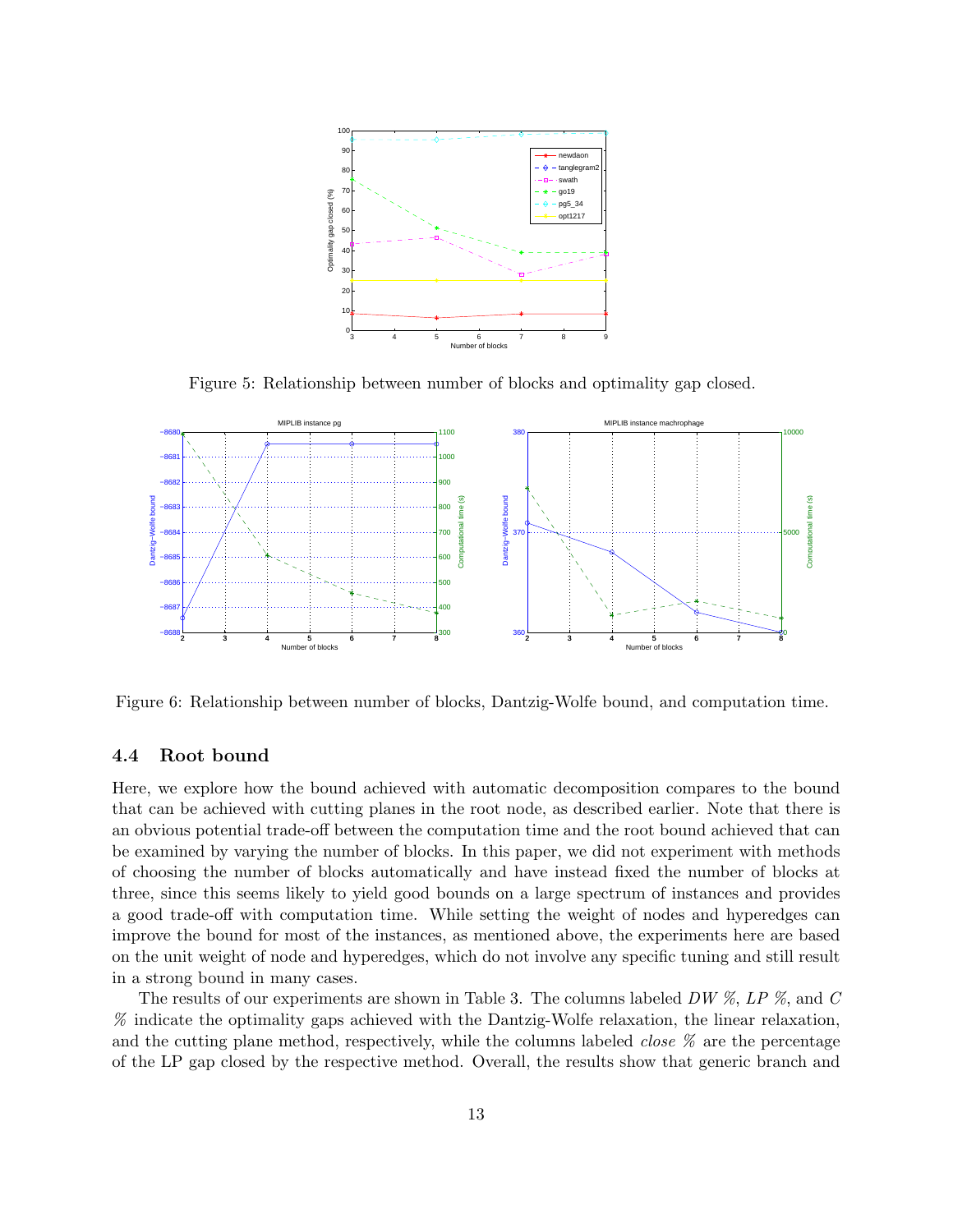Figure 5: Relationship between number of blocks and optimality gap closed.

Figure 6: Relationship between number of blocks, Dantzig-Wolfe bound, and computation time.

### 4.4 Root bound

Here, we explore how the bound achieved with automatic decomposition compares to the bound that can be achieved with cutting planes in the root node, as described earlier. Note that there is an obvious potential trade-off between the computation time and the root bound achieved that can be examined by varying the number of blocks. In this paper, we did not experiment with methods of choosing the number of blocks automatically and have instead fixed the number of blocks at three, since this seems likely to yield good bounds on a large spectrum of instances and provides a good trade-off with computation time. While setting the weight of nodes and hyperedges can improve the bound for most of the instances, as mentioned above, the experiments here are based on the unit weight of node and hyperedges, which do not involve any specific tuning and still result in a strong bound in many cases.

The results of our experiments are shown in Table 3. The columns labeled *DW %*, *LP %*, and *C %* indicate the optimality gaps achieved with the Dantzig-Wolfe relaxation, the linear relaxation, and the cutting plane method, respectively, while the columns labeled *close %* are the percentage of the LP gap closed by the respective method. Overall, the results show that generic branch and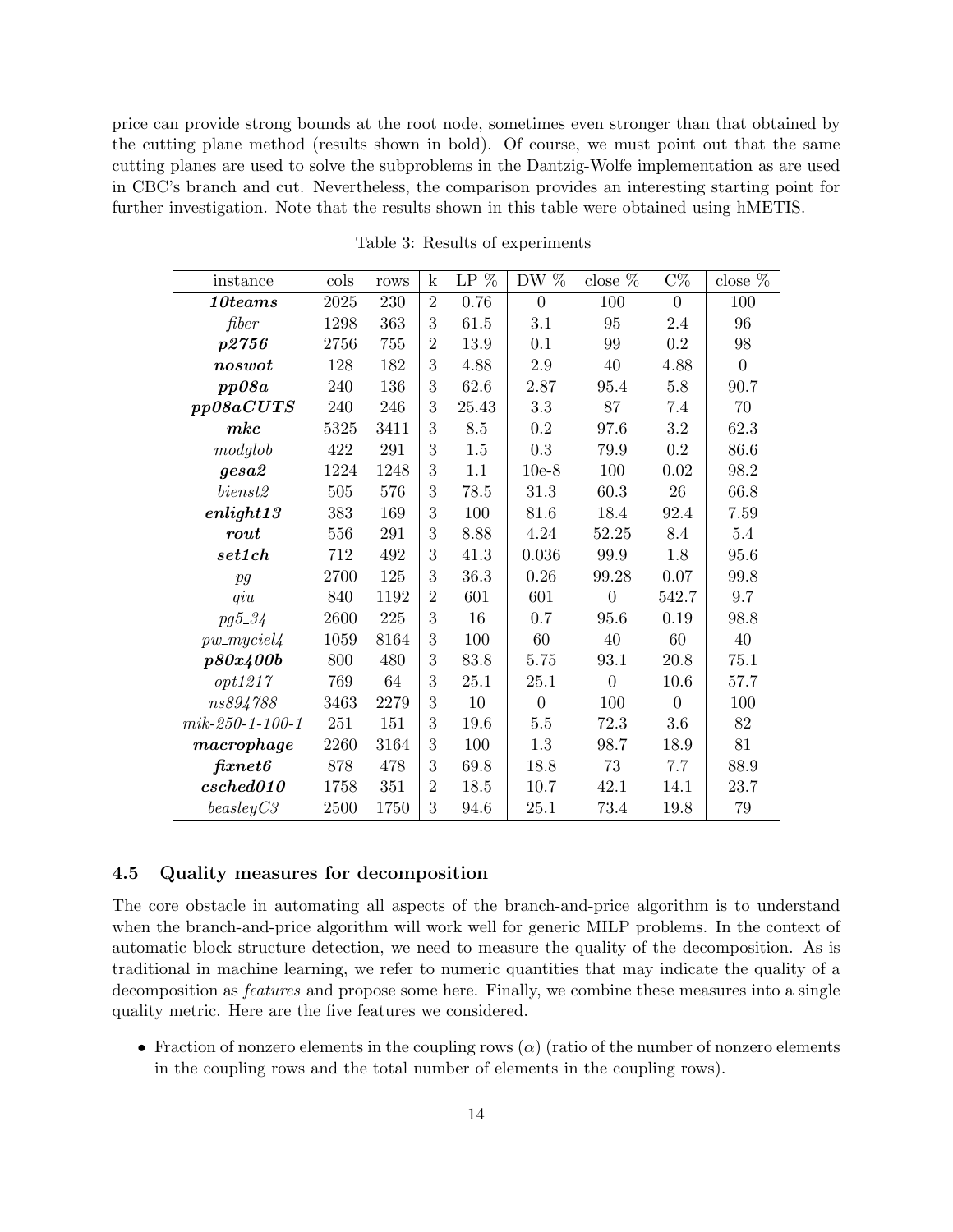price can provide strong bounds at the root node, sometimes even stronger than that obtained by the cutting plane method (results shown in bold). Of course, we must point out that the same cutting planes are used to solve the subproblems in the Dantzig-Wolfe implementation as are used in CBC's branch and cut. Nevertheless, the comparison provides an interesting starting point for further investigation. Note that the results shown in this table were obtained using hMETIS.

Table 3: Results of experiments

| instance | cols | rows | k | LP % | DW % | close % | C% | close % |
|---|---|---|---|---|---|---|---|---|
| ***10teams*** | 2025 | 230 | 2 | 0.76 | 0 | 100 | 0 | 100 |
| *fiber* | 1298 | 363 | 3 | 61.5 | 3.1 | 95 | 2.4 | 96 |
| ***p2756*** | 2756 | 755 | 2 | 13.9 | 0.1 | 99 | 0.2 | 98 |
| ***noswot*** | 128 | 182 | 3 | 4.88 | 2.9 | 40 | 4.88 | 0 |
| ***pp08a*** | 240 | 136 | 3 | 62.6 | 2.87 | 95.4 | 5.8 | 90.7 |
| ***pp08aCUTS*** | 240 | 246 | 3 | 25.43 | 3.3 | 87 | 7.4 | 70 |
| ***mkc*** | 5325 | 3411 | 3 | 8.5 | 0.2 | 97.6 | 3.2 | 62.3 |
| *modglob* | 422 | 291 | 3 | 1.5 | 0.3 | 79.9 | 0.2 | 86.6 |
| ***gesa2*** | 1224 | 1248 | 3 | 1.1 | 10e-8 | 100 | 0.02 | 98.2 |
| *bienst2* | 505 | 576 | 3 | 78.5 | 31.3 | 60.3 | 26 | 66.8 |
| ***enlight13*** | 383 | 169 | 3 | 100 | 81.6 | 18.4 | 92.4 | 7.59 |
| ***rout*** | 556 | 291 | 3 | 8.88 | 4.24 | 52.25 | 8.4 | 5.4 |
| ***set1ch*** | 712 | 492 | 3 | 41.3 | 0.036 | 99.9 | 1.8 | 95.6 |
| *pg* | 2700 | 125 | 3 | 36.3 | 0.26 | 99.28 | 0.07 | 99.8 |
| *qiu* | 840 | 1192 | 2 | 601 | 601 | 0 | 542.7 | 9.7 |
| *pg5_34* | 2600 | 225 | 3 | 16 | 0.7 | 95.6 | 0.19 | 98.8 |
| *pw_myciel4* | 1059 | 8164 | 3 | 100 | 60 | 40 | 60 | 40 |
| ***p80x400b*** | 800 | 480 | 3 | 83.8 | 5.75 | 93.1 | 20.8 | 75.1 |
| *opt1217* | 769 | 64 | 3 | 25.1 | 25.1 | 0 | 10.6 | 57.7 |
| *ns894788* | 3463 | 2279 | 3 | 10 | 0 | 100 | 0 | 100 |
| *mik-250-1-100-1* | 251 | 151 | 3 | 19.6 | 5.5 | 72.3 | 3.6 | 82 |
| ***macrophage*** | 2260 | 3164 | 3 | 100 | 1.3 | 98.7 | 18.9 | 81 |
| ***fixnet6*** | 878 | 478 | 3 | 69.8 | 18.8 | 73 | 7.7 | 88.9 |
| ***csched010*** | 1758 | 351 | 2 | 18.5 | 10.7 | 42.1 | 14.1 | 23.7 |
| *beasleyC3* | 2500 | 1750 | 3 | 94.6 | 25.1 | 73.4 | 19.8 | 79 |

### 4.5 Quality measures for decomposition

The core obstacle in automating all aspects of the branch-and-price algorithm is to understand when the branch-and-price algorithm will work well for generic MILP problems. In the context of automatic block structure detection, we need to measure the quality of the decomposition. As is traditional in machine learning, we refer to numeric quantities that may indicate the quality of a decomposition as *features* and propose some here. Finally, we combine these measures into a single quality metric. Here are the five features we considered.

- Fraction of nonzero elements in the coupling rows ($\alpha$) (ratio of the number of nonzero elements in the coupling rows and the total number of elements in the coupling rows).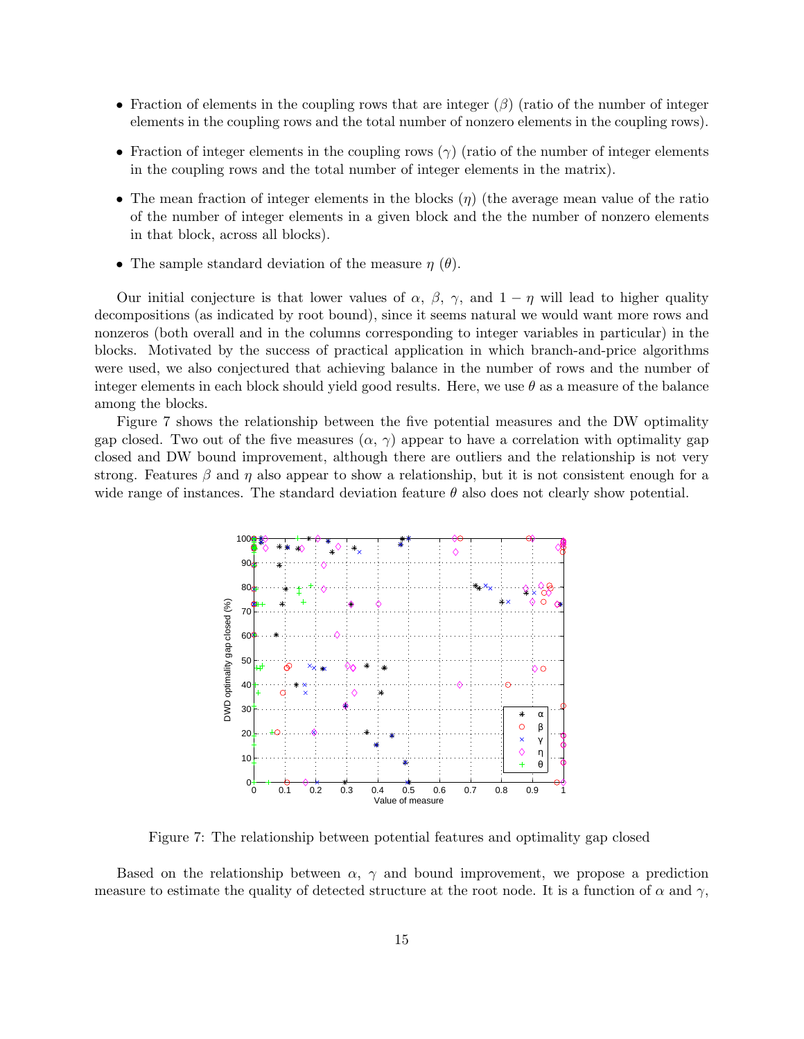- Fraction of elements in the coupling rows that are integer ($\beta$) (ratio of the number of integer elements in the coupling rows and the total number of nonzero elements in the coupling rows).
- Fraction of integer elements in the coupling rows ($\gamma$) (ratio of the number of integer elements in the coupling rows and the total number of integer elements in the matrix).
- The mean fraction of integer elements in the blocks ($\eta$) (the average mean value of the ratio of the number of integer elements in a given block and the the number of nonzero elements in that block, across all blocks).
- The sample standard deviation of the measure $\eta$ ($\theta$).

Our initial conjecture is that lower values of $\alpha$, $\beta$, $\gamma$, and $1-\eta$ will lead to higher quality decompositions (as indicated by root bound), since it seems natural we would want more rows and nonzeros (both overall and in the columns corresponding to integer variables in particular) in the blocks. Motivated by the success of practical application in which branch-and-price algorithms were used, we also conjectured that achieving balance in the number of rows and the number of integer elements in each block should yield good results. Here, we use $\theta$ as a measure of the balance among the blocks.

Figure 7 shows the relationship between the five potential measures and the DW optimality gap closed. Two out of the five measures ($\alpha$, $\gamma$) appear to have a correlation with optimality gap closed and DW bound improvement, although there are outliers and the relationship is not very strong. Features $\beta$ and $\eta$ also appear to show a relationship, but it is not consistent enough for a wide range of instances. The standard deviation feature $\theta$ also does not clearly show potential.

Figure 7: The relationship between potential features and optimality gap closed

Based on the relationship between $\alpha$, $\gamma$ and bound improvement, we propose a prediction measure to estimate the quality of detected structure at the root node. It is a function of $\alpha$ and $\gamma$,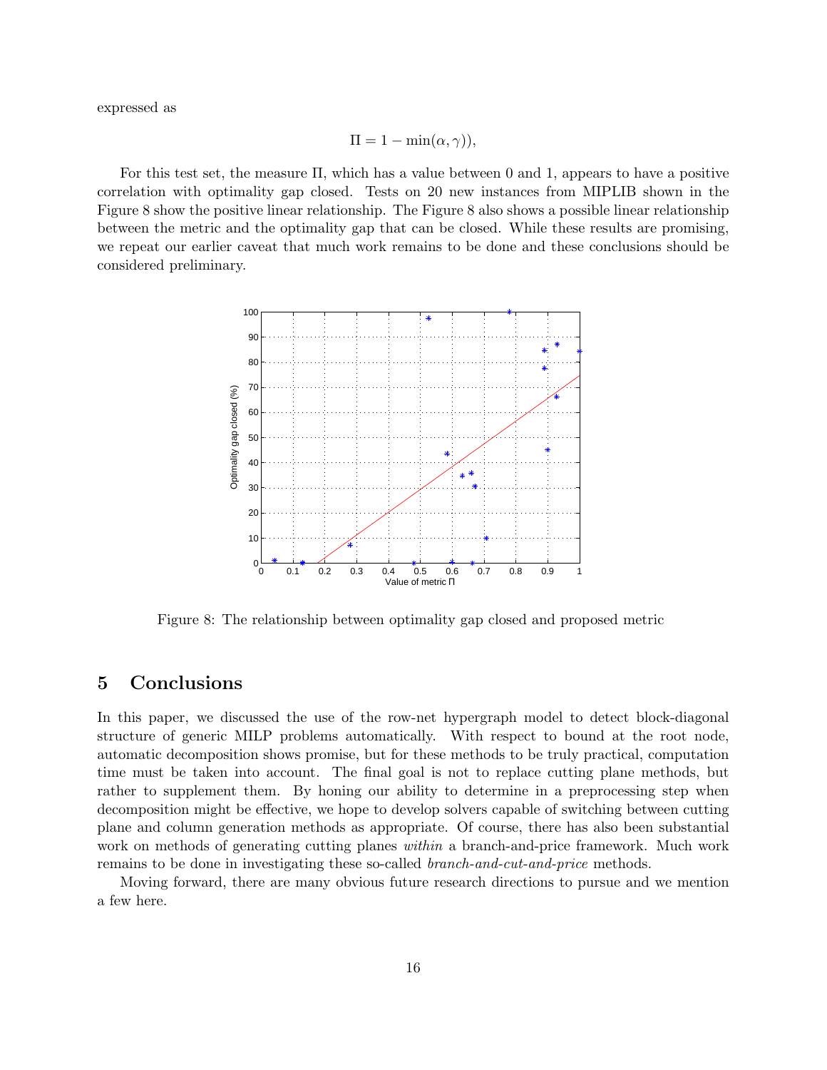expressed as

$$\Pi = 1 - \min(\alpha, \gamma)),$$

For this test set, the measure $\Pi$, which has a value between 0 and 1, appears to have a positive correlation with optimality gap closed. Tests on 20 new instances from MIPLIB shown in the Figure 8 show the positive linear relationship. The Figure 8 also shows a possible linear relationship between the metric and the optimality gap that can be closed. While these results are promising, we repeat our earlier caveat that much work remains to be done and these conclusions should be considered preliminary.

Figure 8: The relationship between optimality gap closed and proposed metric

## 5 Conclusions

In this paper, we discussed the use of the row-net hypergraph model to detect block-diagonal structure of generic MILP problems automatically. With respect to bound at the root node, automatic decomposition shows promise, but for these methods to be truly practical, computation time must be taken into account. The final goal is not to replace cutting plane methods, but rather to supplement them. By honing our ability to determine in a preprocessing step when decomposition might be effective, we hope to develop solvers capable of switching between cutting plane and column generation methods as appropriate. Of course, there has also been substantial work on methods of generating cutting planes *within* a branch-and-price framework. Much work remains to be done in investigating these so-called *branch-and-cut-and-price* methods.

Moving forward, there are many obvious future research directions to pursue and we mention a few here.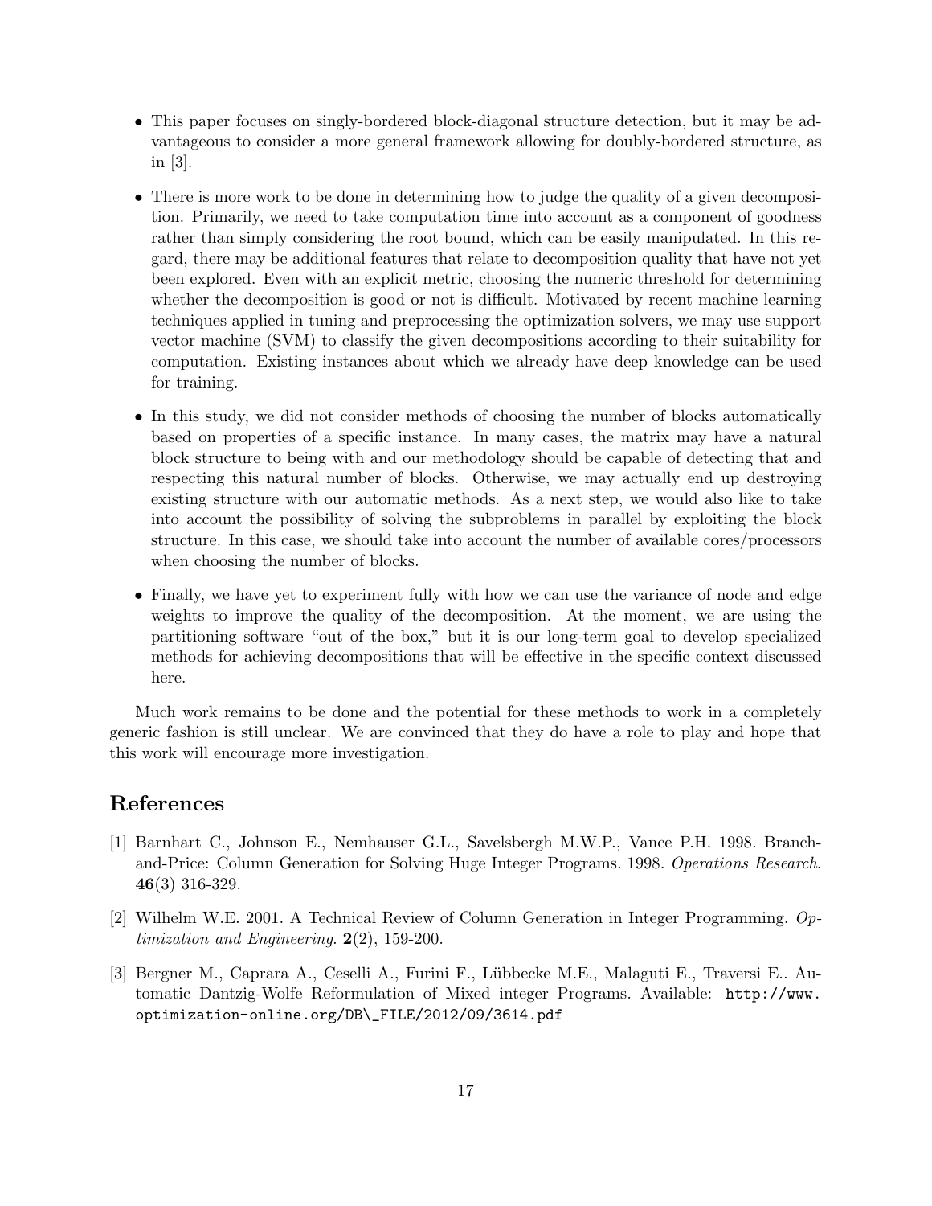- This paper focuses on singly-bordered block-diagonal structure detection, but it may be advantageous to consider a more general framework allowing for doubly-bordered structure, as in [3].

- There is more work to be done in determining how to judge the quality of a given decomposition. Primarily, we need to take computation time into account as a component of goodness rather than simply considering the root bound, which can be easily manipulated. In this regard, there may be additional features that relate to decomposition quality that have not yet been explored. Even with an explicit metric, choosing the numeric threshold for determining whether the decomposition is good or not is difficult. Motivated by recent machine learning techniques applied in tuning and preprocessing the optimization solvers, we may use support vector machine (SVM) to classify the given decompositions according to their suitability for computation. Existing instances about which we already have deep knowledge can be used for training.

- In this study, we did not consider methods of choosing the number of blocks automatically based on properties of a specific instance. In many cases, the matrix may have a natural block structure to being with and our methodology should be capable of detecting that and respecting this natural number of blocks. Otherwise, we may actually end up destroying existing structure with our automatic methods. As a next step, we would also like to take into account the possibility of solving the subproblems in parallel by exploiting the block structure. In this case, we should take into account the number of available cores/processors when choosing the number of blocks.

- Finally, we have yet to experiment fully with how we can use the variance of node and edge weights to improve the quality of the decomposition. At the moment, we are using the partitioning software "out of the box," but it is our long-term goal to develop specialized methods for achieving decompositions that will be effective in the specific context discussed here.

Much work remains to be done and the potential for these methods to work in a completely generic fashion is still unclear. We are convinced that they do have a role to play and hope that this work will encourage more investigation.

## References

[1] Barnhart C., Johnson E., Nemhauser G.L., Savelsbergh M.W.P., Vance P.H. 1998. Branch-and-Price: Column Generation for Solving Huge Integer Programs. 1998. *Operations Research.* **46**(3) 316-329.

[2] Wilhelm W.E. 2001. A Technical Review of Column Generation in Integer Programming. *Optimization and Engineering.* **2**(2), 159-200.

[3] Bergner M., Caprara A., Ceselli A., Furini F., Lübbecke M.E., Malaguti E., Traversi E.. Automatic Dantzig-Wolfe Reformulation of Mixed integer Programs. Available: `http://www.optimization-online.org/DB\_FILE/2012/09/3614.pdf`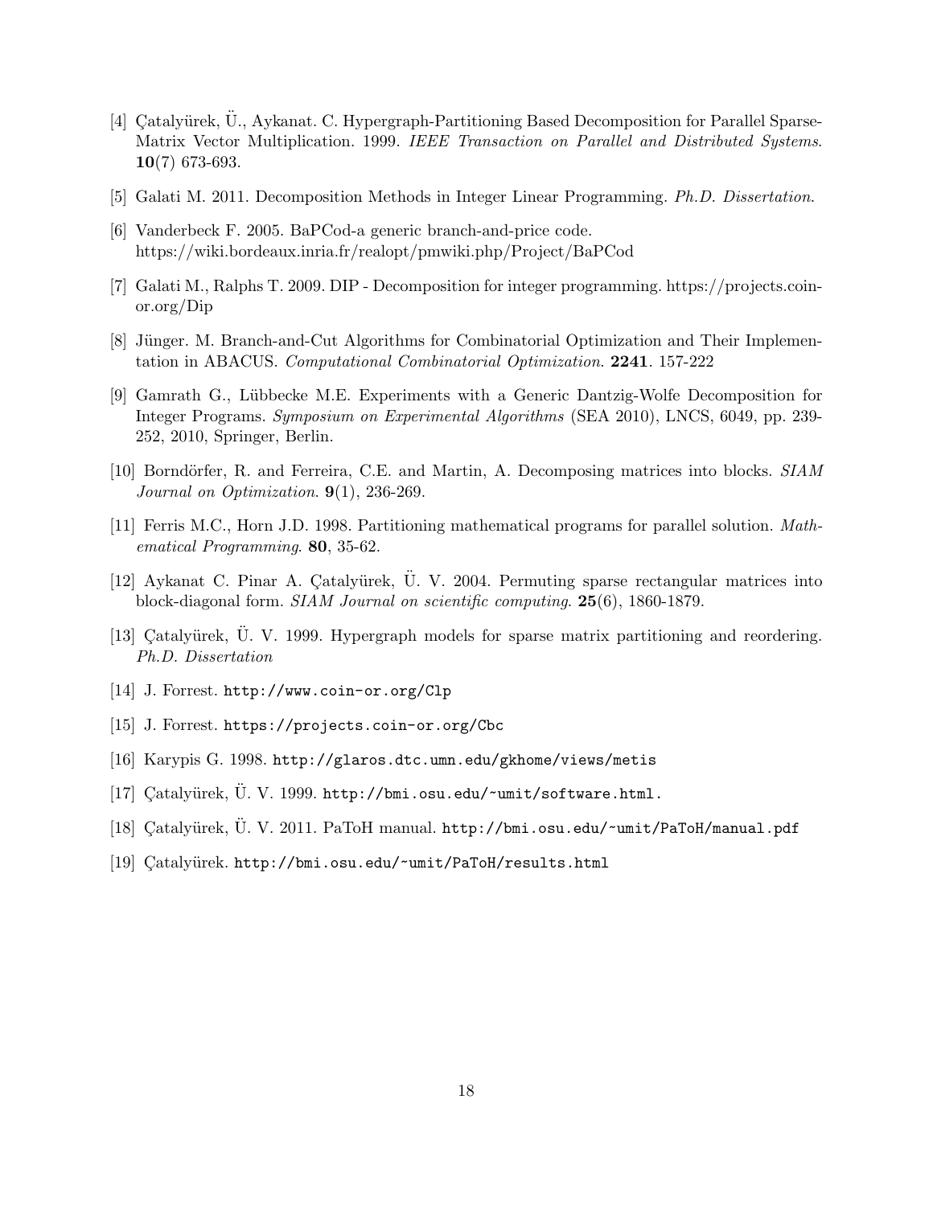[4] Çatalyürek, Ü., Aykanat. C. Hypergraph-Partitioning Based Decomposition for Parallel Sparse-Matrix Vector Multiplication. 1999. *IEEE Transaction on Parallel and Distributed Systems*. **10**(7) 673-693.

[5] Galati M. 2011. Decomposition Methods in Integer Linear Programming. *Ph.D. Dissertation*.

[6] Vanderbeck F. 2005. BaPCod-a generic branch-and-price code. https://wiki.bordeaux.inria.fr/realopt/pmwiki.php/Project/BaPCod

[7] Galati M., Ralphs T. 2009. DIP - Decomposition for integer programming. https://projects.coin-or.org/Dip

[8] Jünger. M. Branch-and-Cut Algorithms for Combinatorial Optimization and Their Implementation in ABACUS. *Computational Combinatorial Optimization*. **2241**. 157-222

[9] Gamrath G., Lübbecke M.E. Experiments with a Generic Dantzig-Wolfe Decomposition for Integer Programs. *Symposium on Experimental Algorithms* (SEA 2010), LNCS, 6049, pp. 239-252, 2010, Springer, Berlin.

[10] Borndörfer, R. and Ferreira, C.E. and Martin, A. Decomposing matrices into blocks. *SIAM Journal on Optimization*. **9**(1), 236-269.

[11] Ferris M.C., Horn J.D. 1998. Partitioning mathematical programs for parallel solution. *Mathematical Programming*. **80**, 35-62.

[12] Aykanat C. Pinar A. Çatalyürek, Ü. V. 2004. Permuting sparse rectangular matrices into block-diagonal form. *SIAM Journal on scientific computing*. **25**(6), 1860-1879.

[13] Çatalyürek, Ü. V. 1999. Hypergraph models for sparse matrix partitioning and reordering. *Ph.D. Dissertation*

[14] J. Forrest. `http://www.coin-or.org/Clp`

[15] J. Forrest. `https://projects.coin-or.org/Cbc`

[16] Karypis G. 1998. `http://glaros.dtc.umn.edu/gkhome/views/metis`

[17] Çatalyürek, Ü. V. 1999. `http://bmi.osu.edu/~umit/software.html`.

[18] Çatalyürek, Ü. V. 2011. PaToH manual. `http://bmi.osu.edu/~umit/PaToH/manual.pdf`

[19] Çatalyürek. `http://bmi.osu.edu/~umit/PaToH/results.html`